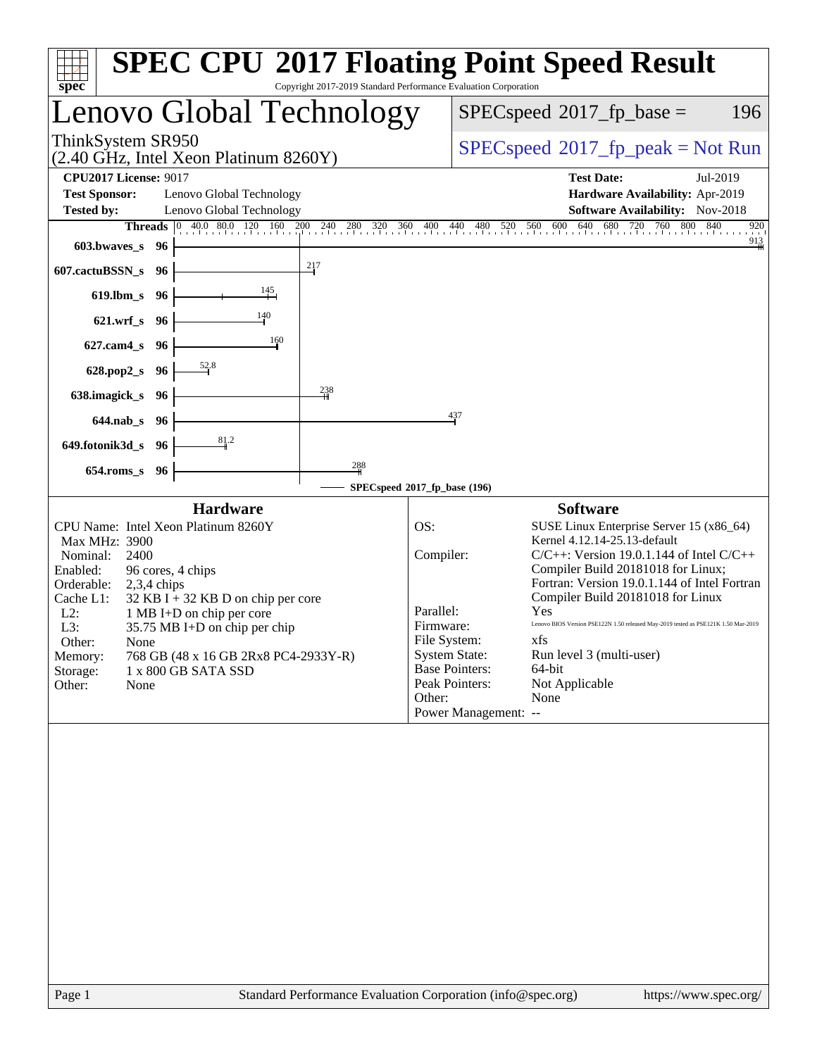# SPEC CPU 2017 Floating Point Speed Result

Copyright 2017-2019 Standard Performance Evaluation Corporation

## Lenovo Global Technology

ThinkSystem SR950
(2.40 GHz, Intel Xeon Platinum 8260Y)

SPECspeed 2017_fp_base = 196

SPECspeed 2017_fp_peak = Not Run

**CPU2017 License:** 9017
**Test Sponsor:** Lenovo Global Technology
**Tested by:** Lenovo Global Technology

**Test Date:** Jul-2019
**Hardware Availability:** Apr-2019
**Software Availability:** Nov-2018

| Benchmark | Threads | SPECspeed 2017_fp_base |
|---|---|---|
| 603.bwaves_s | 96 | 913 |
| 607.cactuBSSN_s | 96 | 217 |
| 619.lbm_s | 96 | 145 |
| 621.wrf_s | 96 | 140 |
| 627.cam4_s | 96 | 160 |
| 628.pop2_s | 96 | 52.8 |
| 638.imagick_s | 96 | 238 |
| 644.nab_s | 96 | 437 |
| 649.fotonik3d_s | 96 | 81.2 |
| 654.roms_s | 96 | 288 |

SPECspeed 2017_fp_base (196)

### Hardware

| | |
|---|---|
| CPU Name: | Intel Xeon Platinum 8260Y |
| Max MHz: | 3900 |
| Nominal: | 2400 |
| Enabled: | 96 cores, 4 chips |
| Orderable: | 2,3,4 chips |
| Cache L1: | 32 KB I + 32 KB D on chip per core |
| L2: | 1 MB I+D on chip per core |
| L3: | 35.75 MB I+D on chip per chip |
| Other: | None |
| Memory: | 768 GB (48 x 16 GB 2Rx8 PC4-2933Y-R) |
| Storage: | 1 x 800 GB SATA SSD |
| Other: | None |

### Software

| | |
|---|---|
| OS: | SUSE Linux Enterprise Server 15 (x86_64) Kernel 4.12.14-25.13-default |
| Compiler: | C/C++: Version 19.0.1.144 of Intel C/C++ Compiler Build 20181018 for Linux; Fortran: Version 19.0.1.144 of Intel Fortran Compiler Build 20181018 for Linux |
| Parallel: | Yes |
| Firmware: | Lenovo BIOS Version PSE122N 1.50 released May-2019 tested as PSE121K 1.50 Mar-2019 |
| File System: | xfs |
| System State: | Run level 3 (multi-user) |
| Base Pointers: | 64-bit |
| Peak Pointers: | Not Applicable |
| Other: | None |
| Power Management: | -- |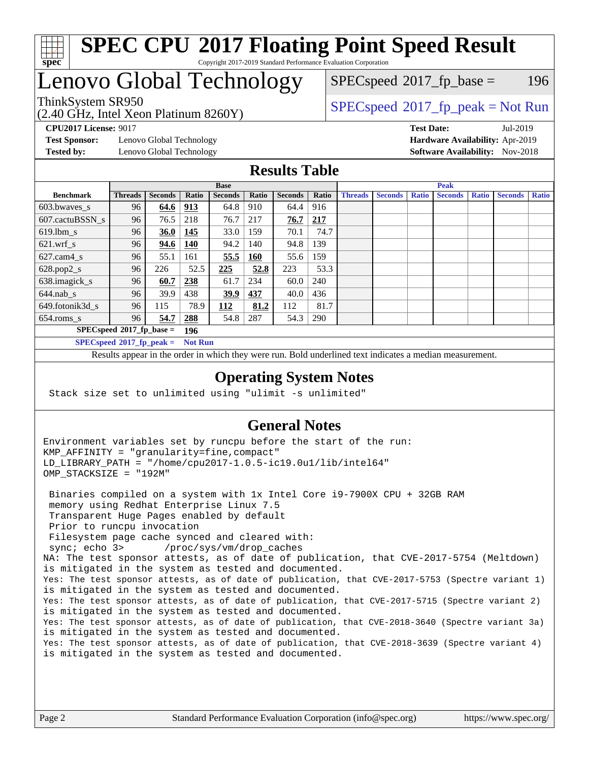# SPEC CPU 2017 Floating Point Speed Result

Copyright 2017-2019 Standard Performance Evaluation Corporation

# Lenovo Global Technology

ThinkSystem SR950
(2.40 GHz, Intel Xeon Platinum 8260Y)

SPECspeed 2017_fp_base = 196

SPECspeed 2017_fp_peak = Not Run

**CPU2017 License:** 9017
**Test Sponsor:** Lenovo Global Technology
**Tested by:** Lenovo Global Technology

**Test Date:** Jul-2019
**Hardware Availability:** Apr-2019
**Software Availability:** Nov-2018

## Results Table

| | Base | | | | | | | Peak | | | | | | |
|---|---|---|---|---|---|---|---|---|---|---|---|---|---|---|
| **Benchmark** | **Threads** | **Seconds** | **Ratio** | **Seconds** | **Ratio** | **Seconds** | **Ratio** | **Threads** | **Seconds** | **Ratio** | **Seconds** | **Ratio** | **Seconds** | **Ratio** |
| 603.bwaves_s | 96 | **64.6** | **913** | 64.8 | 910 | 64.4 | 916 | | | | | | | |
| 607.cactuBSSN_s | 96 | 76.5 | 218 | 76.7 | 217 | **76.7** | **217** | | | | | | | |
| 619.lbm_s | 96 | **36.0** | **145** | 33.0 | 159 | 70.1 | 74.7 | | | | | | | |
| 621.wrf_s | 96 | **94.6** | **140** | 94.2 | 140 | 94.8 | 139 | | | | | | | |
| 627.cam4_s | 96 | 55.1 | 161 | **55.5** | **160** | 55.6 | 159 | | | | | | | |
| 628.pop2_s | 96 | 226 | 52.5 | **225** | **52.8** | 223 | 53.3 | | | | | | | |
| 638.imagick_s | 96 | **60.7** | **238** | 61.7 | 234 | 60.0 | 240 | | | | | | | |
| 644.nab_s | 96 | 39.9 | 438 | **39.9** | **437** | 40.0 | 436 | | | | | | | |
| 649.fotonik3d_s | 96 | 115 | 78.9 | **112** | **81.2** | 112 | 81.7 | | | | | | | |
| 654.roms_s | 96 | **54.7** | **288** | 54.8 | 287 | 54.3 | 290 | | | | | | | |

**SPECspeed 2017_fp_base = 196**

**SPECspeed 2017_fp_peak = Not Run**

Results appear in the order in which they were run. Bold underlined text indicates a median measurement.

## Operating System Notes

```
Stack size set to unlimited using "ulimit -s unlimited"
```

## General Notes

```
Environment variables set by runcpu before the start of the run:
KMP_AFFINITY = "granularity=fine,compact"
LD_LIBRARY_PATH = "/home/cpu2017-1.0.5-ic19.0u1/lib/intel64"
OMP_STACKSIZE = "192M"

 Binaries compiled on a system with 1x Intel Core i9-7900X CPU + 32GB RAM
 memory using Redhat Enterprise Linux 7.5
 Transparent Huge Pages enabled by default
 Prior to runcpu invocation
 Filesystem page cache synced and cleared with:
 sync; echo 3>       /proc/sys/vm/drop_caches
NA: The test sponsor attests, as of date of publication, that CVE-2017-5754 (Meltdown)
is mitigated in the system as tested and documented.
Yes: The test sponsor attests, as of date of publication, that CVE-2017-5753 (Spectre variant 1)
is mitigated in the system as tested and documented.
Yes: The test sponsor attests, as of date of publication, that CVE-2017-5715 (Spectre variant 2)
is mitigated in the system as tested and documented.
Yes: The test sponsor attests, as of date of publication, that CVE-2018-3640 (Spectre variant 3a)
is mitigated in the system as tested and documented.
Yes: The test sponsor attests, as of date of publication, that CVE-2018-3639 (Spectre variant 4)
is mitigated in the system as tested and documented.
```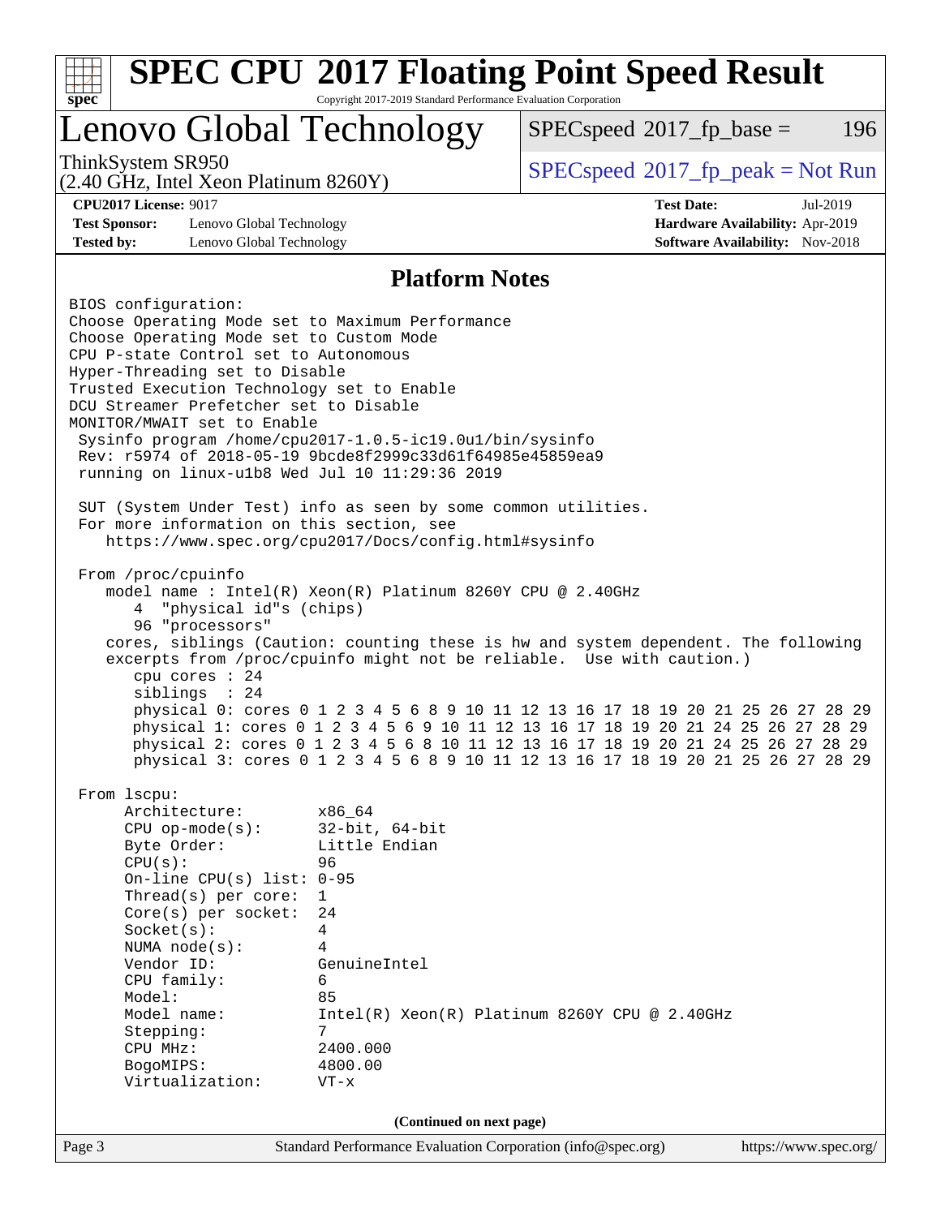# SPEC CPU 2017 Floating Point Speed Result

Copyright 2017-2019 Standard Performance Evaluation Corporation

## Lenovo Global Technology

ThinkSystem SR950
(2.40 GHz, Intel Xeon Platinum 8260Y)

SPECspeed 2017_fp_base = 196

SPECspeed 2017_fp_peak = Not Run

**CPU2017 License:** 9017
**Test Sponsor:** Lenovo Global Technology
**Tested by:** Lenovo Global Technology

**Test Date:** Jul-2019
**Hardware Availability:** Apr-2019
**Software Availability:** Nov-2018

### Platform Notes

```
BIOS configuration:
Choose Operating Mode set to Maximum Performance
Choose Operating Mode set to Custom Mode
CPU P-state Control set to Autonomous
Hyper-Threading set to Disable
Trusted Execution Technology set to Enable
DCU Streamer Prefetcher set to Disable
MONITOR/MWAIT set to Enable
 Sysinfo program /home/cpu2017-1.0.5-ic19.0u1/bin/sysinfo
 Rev: r5974 of 2018-05-19 9bcde8f2999c33d61f64985e45859ea9
 running on linux-u1b8 Wed Jul 10 11:29:36 2019

 SUT (System Under Test) info as seen by some common utilities.
 For more information on this section, see
    https://www.spec.org/cpu2017/Docs/config.html#sysinfo

 From /proc/cpuinfo
    model name : Intel(R) Xeon(R) Platinum 8260Y CPU @ 2.40GHz
       4  "physical id"s (chips)
       96 "processors"
    cores, siblings (Caution: counting these is hw and system dependent. The following
    excerpts from /proc/cpuinfo might not be reliable.  Use with caution.)
       cpu cores : 24
       siblings  : 24
       physical 0: cores 0 1 2 3 4 5 6 8 9 10 11 12 13 16 17 18 19 20 21 25 26 27 28 29
       physical 1: cores 0 1 2 3 4 5 6 9 10 11 12 13 16 17 18 19 20 21 24 25 26 27 28 29
       physical 2: cores 0 1 2 3 4 5 6 8 10 11 12 13 16 17 18 19 20 21 24 25 26 27 28 29
       physical 3: cores 0 1 2 3 4 5 6 8 9 10 11 12 13 16 17 18 19 20 21 25 26 27 28 29

 From lscpu:
      Architecture:        x86_64
      CPU op-mode(s):      32-bit, 64-bit
      Byte Order:          Little Endian
      CPU(s):              96
      On-line CPU(s) list: 0-95
      Thread(s) per core:  1
      Core(s) per socket:  24
      Socket(s):           4
      NUMA node(s):        4
      Vendor ID:           GenuineIntel
      CPU family:          6
      Model:               85
      Model name:          Intel(R) Xeon(R) Platinum 8260Y CPU @ 2.40GHz
      Stepping:            7
      CPU MHz:             2400.000
      BogoMIPS:            4800.00
      Virtualization:      VT-x
```

**(Continued on next page)**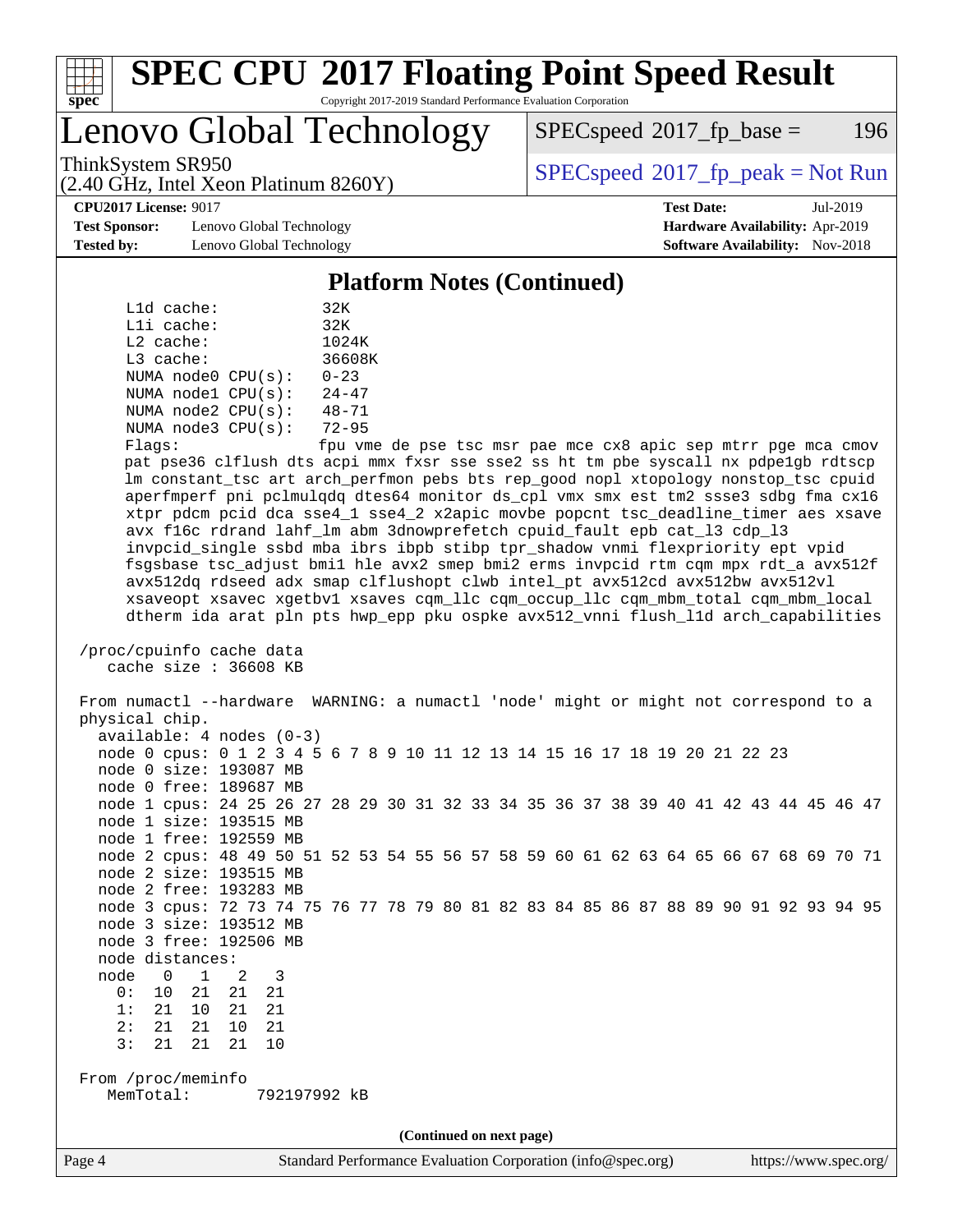## Platform Notes (Continued)

```
     L1d cache:           32K
     L1i cache:           32K
     L2 cache:            1024K
     L3 cache:            36608K
     NUMA node0 CPU(s):   0-23
     NUMA node1 CPU(s):   24-47
     NUMA node2 CPU(s):   48-71
     NUMA node3 CPU(s):   72-95
     Flags:               fpu vme de pse tsc msr pae mce cx8 apic sep mtrr pge mca cmov
     pat pse36 clflush dts acpi mmx fxsr sse sse2 ss ht tm pbe syscall nx pdpe1gb rdtscp
     lm constant_tsc art arch_perfmon pebs bts rep_good nopl xtopology nonstop_tsc cpuid
     aperfmperf pni pclmulqdq dtes64 monitor ds_cpl vmx smx est tm2 ssse3 sdbg fma cx16
     xtpr pdcm pcid dca sse4_1 sse4_2 x2apic movbe popcnt tsc_deadline_timer aes xsave
     avx f16c rdrand lahf_lm abm 3dnowprefetch cpuid_fault epb cat_l3 cdp_l3
     invpcid_single ssbd mba ibrs ibpb stibp tpr_shadow vnmi flexpriority ept vpid
     fsgsbase tsc_adjust bmi1 hle avx2 smep bmi2 erms invpcid rtm cqm mpx rdt_a avx512f
     avx512dq rdseed adx smap clflushopt clwb intel_pt avx512cd avx512bw avx512vl
     xsaveopt xsavec xgetbv1 xsaves cqm_llc cqm_occup_llc cqm_mbm_total cqm_mbm_local
     dtherm ida arat pln pts hwp_epp pku ospke avx512_vnni flush_l1d arch_capabilities

 /proc/cpuinfo cache data
    cache size : 36608 KB

 From numactl --hardware  WARNING: a numactl 'node' might or might not correspond to a
 physical chip.
   available: 4 nodes (0-3)
   node 0 cpus: 0 1 2 3 4 5 6 7 8 9 10 11 12 13 14 15 16 17 18 19 20 21 22 23
   node 0 size: 193087 MB
   node 0 free: 189687 MB
   node 1 cpus: 24 25 26 27 28 29 30 31 32 33 34 35 36 37 38 39 40 41 42 43 44 45 46 47
   node 1 size: 193515 MB
   node 1 free: 192559 MB
   node 2 cpus: 48 49 50 51 52 53 54 55 56 57 58 59 60 61 62 63 64 65 66 67 68 69 70 71
   node 2 size: 193515 MB
   node 2 free: 193283 MB
   node 3 cpus: 72 73 74 75 76 77 78 79 80 81 82 83 84 85 86 87 88 89 90 91 92 93 94 95
   node 3 size: 193512 MB
   node 3 free: 192506 MB
   node distances:
   node   0   1   2   3
     0:  10  21  21  21
     1:  21  10  21  21
     2:  21  21  10  21
     3:  21  21  21  10

 From /proc/meminfo
    MemTotal:       792197992 kB
```

(Continued on next page)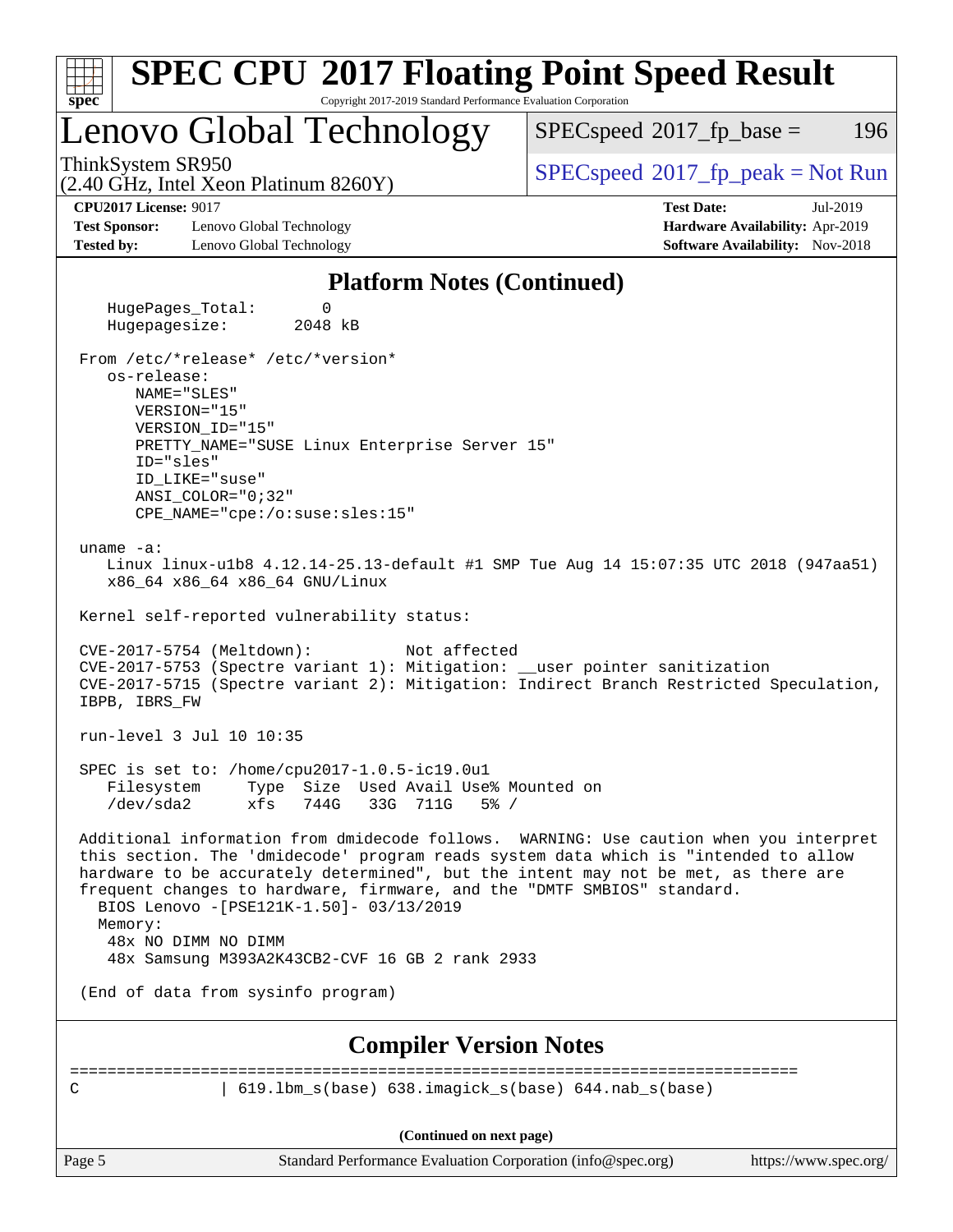# SPEC CPU 2017 Floating Point Speed Result

Copyright 2017-2019 Standard Performance Evaluation Corporation

## Lenovo Global Technology

ThinkSystem SR950
(2.40 GHz, Intel Xeon Platinum 8260Y)

SPECspeed 2017_fp_base = 196

SPECspeed 2017_fp_peak = Not Run

**CPU2017 License:** 9017
**Test Sponsor:** Lenovo Global Technology
**Tested by:** Lenovo Global Technology

**Test Date:** Jul-2019
**Hardware Availability:** Apr-2019
**Software Availability:** Nov-2018

### Platform Notes (Continued)

```
    HugePages_Total:       0
    Hugepagesize:       2048 kB

 From /etc/*release* /etc/*version*
    os-release:
       NAME="SLES"
       VERSION="15"
       VERSION_ID="15"
       PRETTY_NAME="SUSE Linux Enterprise Server 15"
       ID="sles"
       ID_LIKE="suse"
       ANSI_COLOR="0;32"
       CPE_NAME="cpe:/o:suse:sles:15"

 uname -a:
    Linux linux-u1b8 4.12.14-25.13-default #1 SMP Tue Aug 14 15:07:35 UTC 2018 (947aa51)
    x86_64 x86_64 x86_64 GNU/Linux

 Kernel self-reported vulnerability status:

 CVE-2017-5754 (Meltdown):          Not affected
 CVE-2017-5753 (Spectre variant 1): Mitigation: __user pointer sanitization
 CVE-2017-5715 (Spectre variant 2): Mitigation: Indirect Branch Restricted Speculation,
 IBPB, IBRS_FW

 run-level 3 Jul 10 10:35

 SPEC is set to: /home/cpu2017-1.0.5-ic19.0u1
    Filesystem     Type  Size  Used Avail Use% Mounted on
    /dev/sda2      xfs   744G   33G  711G   5% /

 Additional information from dmidecode follows.  WARNING: Use caution when you interpret
 this section. The 'dmidecode' program reads system data which is "intended to allow
 hardware to be accurately determined", but the intent may not be met, as there are
 frequent changes to hardware, firmware, and the "DMTF SMBIOS" standard.
   BIOS Lenovo -[PSE121K-1.50]- 03/13/2019
   Memory:
    48x NO DIMM NO DIMM
    48x Samsung M393A2K43CB2-CVF 16 GB 2 rank 2933

 (End of data from sysinfo program)
```

### Compiler Version Notes

```
==============================================================================
C               | 619.lbm_s(base) 638.imagick_s(base) 644.nab_s(base)
```

**(Continued on next page)**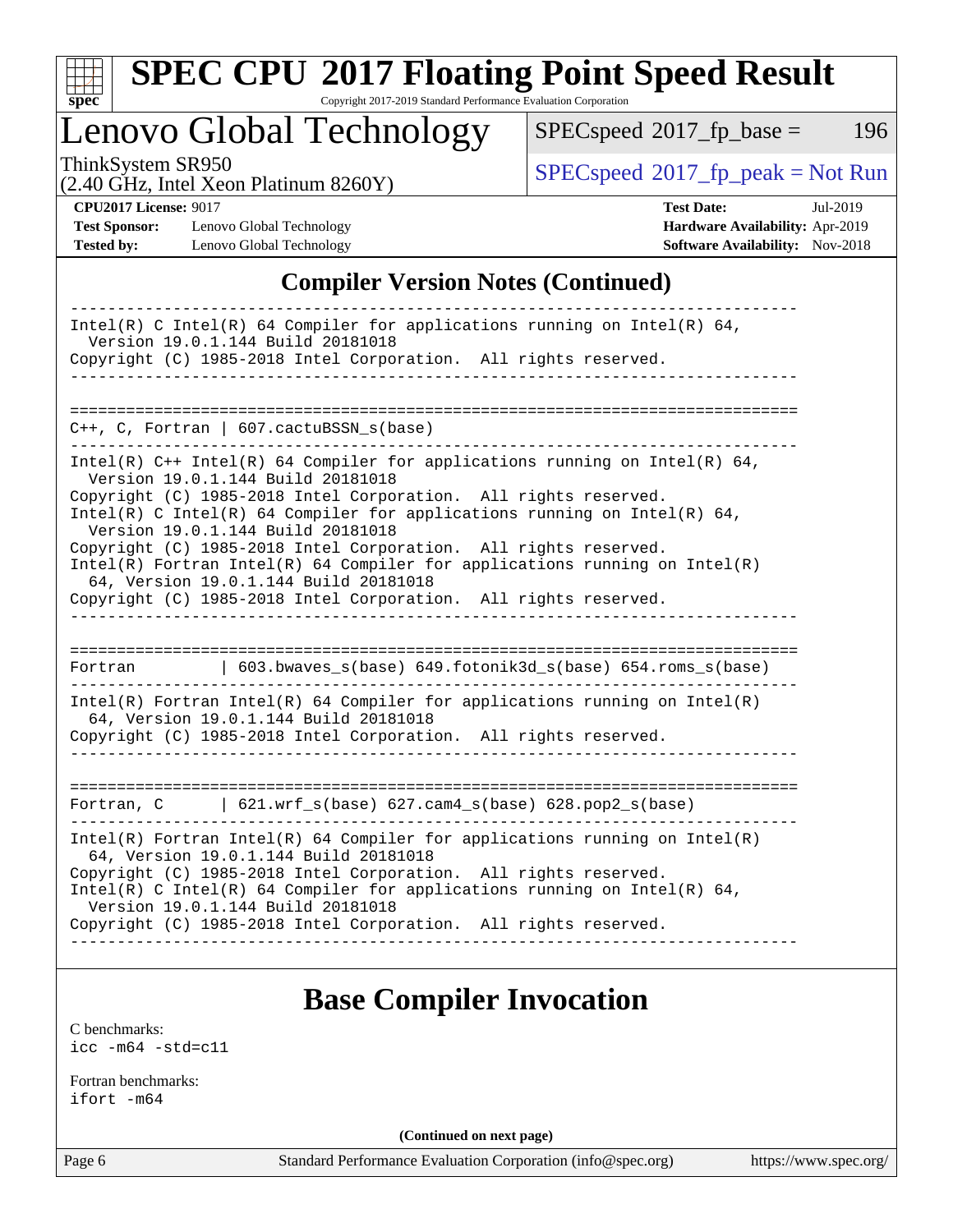## Compiler Version Notes (Continued)

```
------------------------------------------------------------------------------
Intel(R) C Intel(R) 64 Compiler for applications running on Intel(R) 64,
  Version 19.0.1.144 Build 20181018
Copyright (C) 1985-2018 Intel Corporation.  All rights reserved.
------------------------------------------------------------------------------

==============================================================================
C++, C, Fortran | 607.cactuBSSN_s(base)
------------------------------------------------------------------------------
Intel(R) C++ Intel(R) 64 Compiler for applications running on Intel(R) 64,
  Version 19.0.1.144 Build 20181018
Copyright (C) 1985-2018 Intel Corporation.  All rights reserved.
Intel(R) C Intel(R) 64 Compiler for applications running on Intel(R) 64,
  Version 19.0.1.144 Build 20181018
Copyright (C) 1985-2018 Intel Corporation.  All rights reserved.
Intel(R) Fortran Intel(R) 64 Compiler for applications running on Intel(R)
  64, Version 19.0.1.144 Build 20181018
Copyright (C) 1985-2018 Intel Corporation.  All rights reserved.
------------------------------------------------------------------------------

==============================================================================
Fortran         | 603.bwaves_s(base) 649.fotonik3d_s(base) 654.roms_s(base)
------------------------------------------------------------------------------
Intel(R) Fortran Intel(R) 64 Compiler for applications running on Intel(R)
  64, Version 19.0.1.144 Build 20181018
Copyright (C) 1985-2018 Intel Corporation.  All rights reserved.
------------------------------------------------------------------------------

==============================================================================
Fortran, C      | 621.wrf_s(base) 627.cam4_s(base) 628.pop2_s(base)
------------------------------------------------------------------------------
Intel(R) Fortran Intel(R) 64 Compiler for applications running on Intel(R)
  64, Version 19.0.1.144 Build 20181018
Copyright (C) 1985-2018 Intel Corporation.  All rights reserved.
Intel(R) C Intel(R) 64 Compiler for applications running on Intel(R) 64,
  Version 19.0.1.144 Build 20181018
Copyright (C) 1985-2018 Intel Corporation.  All rights reserved.
------------------------------------------------------------------------------
```

## Base Compiler Invocation

C benchmarks:
`icc -m64 -std=c11`

Fortran benchmarks:
`ifort -m64`

(Continued on next page)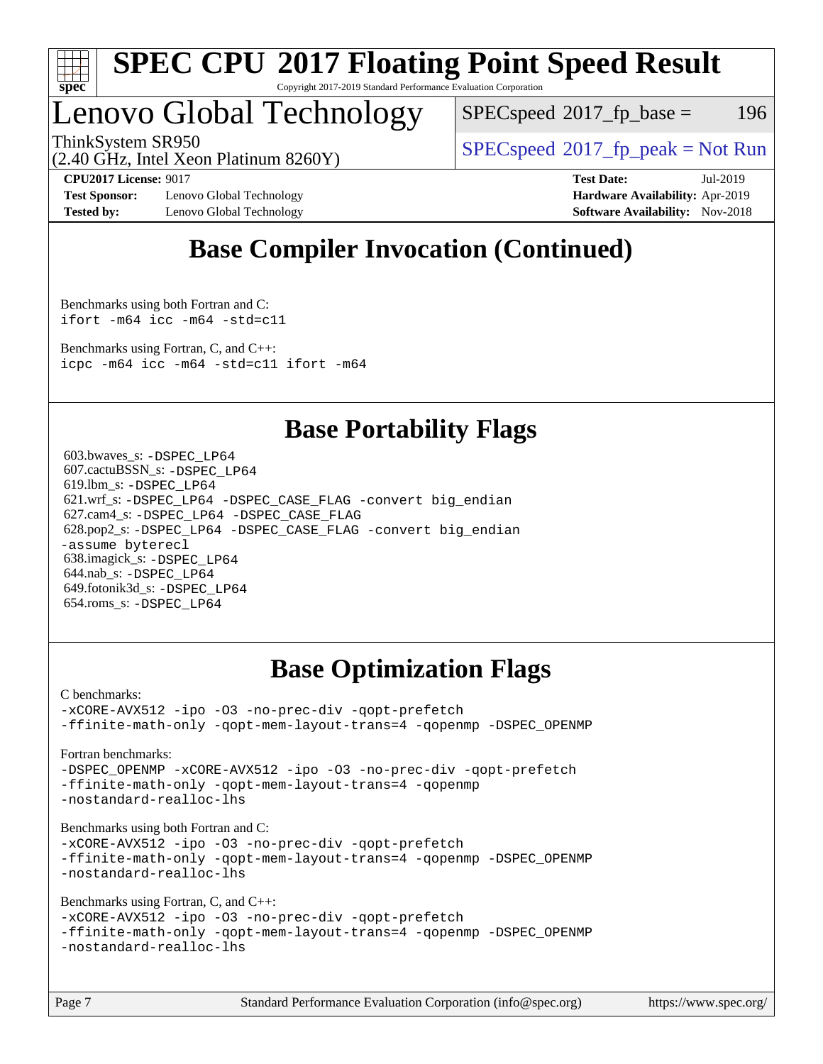# SPEC CPU 2017 Floating Point Speed Result

Copyright 2017-2019 Standard Performance Evaluation Corporation

## Lenovo Global Technology

ThinkSystem SR950
(2.40 GHz, Intel Xeon Platinum 8260Y)

SPECspeed 2017_fp_base = 196

SPECspeed 2017_fp_peak = Not Run

**CPU2017 License:** 9017
**Test Sponsor:** Lenovo Global Technology
**Tested by:** Lenovo Global Technology

**Test Date:** Jul-2019
**Hardware Availability:** Apr-2019
**Software Availability:** Nov-2018

## Base Compiler Invocation (Continued)

Benchmarks using both Fortran and C:
```
ifort -m64 icc -m64 -std=c11
```

Benchmarks using Fortran, C, and C++:
```
icpc -m64 icc -m64 -std=c11 ifort -m64
```

## Base Portability Flags

603.bwaves_s: `-DSPEC_LP64`
607.cactuBSSN_s: `-DSPEC_LP64`
619.lbm_s: `-DSPEC_LP64`
621.wrf_s: `-DSPEC_LP64 -DSPEC_CASE_FLAG -convert big_endian`
627.cam4_s: `-DSPEC_LP64 -DSPEC_CASE_FLAG`
628.pop2_s: `-DSPEC_LP64 -DSPEC_CASE_FLAG -convert big_endian -assume byterecl`
638.imagick_s: `-DSPEC_LP64`
644.nab_s: `-DSPEC_LP64`
649.fotonik3d_s: `-DSPEC_LP64`
654.roms_s: `-DSPEC_LP64`

## Base Optimization Flags

C benchmarks:
```
-xCORE-AVX512 -ipo -O3 -no-prec-div -qopt-prefetch
-ffinite-math-only -qopt-mem-layout-trans=4 -qopenmp -DSPEC_OPENMP
```

Fortran benchmarks:
```
-DSPEC_OPENMP -xCORE-AVX512 -ipo -O3 -no-prec-div -qopt-prefetch
-ffinite-math-only -qopt-mem-layout-trans=4 -qopenmp
-nostandard-realloc-lhs
```

Benchmarks using both Fortran and C:
```
-xCORE-AVX512 -ipo -O3 -no-prec-div -qopt-prefetch
-ffinite-math-only -qopt-mem-layout-trans=4 -qopenmp -DSPEC_OPENMP
-nostandard-realloc-lhs
```

Benchmarks using Fortran, C, and C++:
```
-xCORE-AVX512 -ipo -O3 -no-prec-div -qopt-prefetch
-ffinite-math-only -qopt-mem-layout-trans=4 -qopenmp -DSPEC_OPENMP
-nostandard-realloc-lhs
```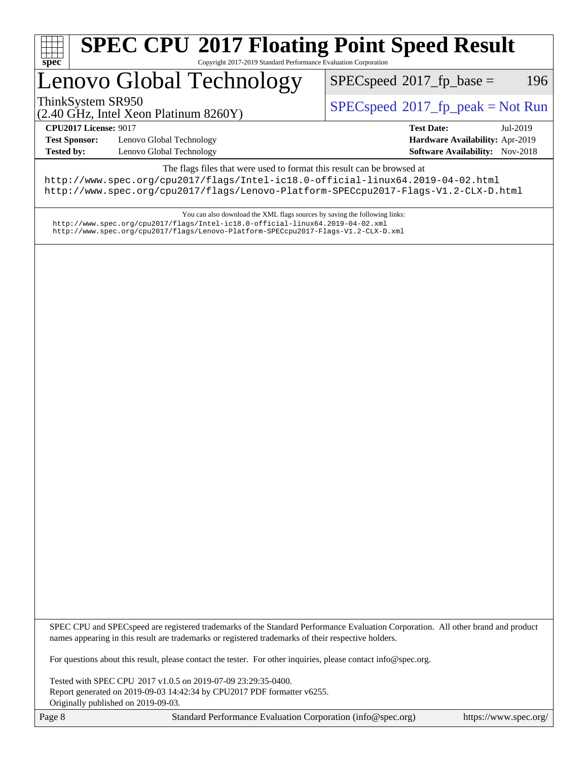# SPEC CPU 2017 Floating Point Speed Result

Copyright 2017-2019 Standard Performance Evaluation Corporation

# Lenovo Global Technology

ThinkSystem SR950
(2.40 GHz, Intel Xeon Platinum 8260Y)

SPECspeed 2017_fp_base = 196

SPECspeed 2017_fp_peak = Not Run

**CPU2017 License:** 9017
**Test Sponsor:** Lenovo Global Technology
**Tested by:** Lenovo Global Technology

**Test Date:** Jul-2019
**Hardware Availability:** Apr-2019
**Software Availability:** Nov-2018

The flags files that were used to format this result can be browsed at

http://www.spec.org/cpu2017/flags/Intel-ic18.0-official-linux64.2019-04-02.html
http://www.spec.org/cpu2017/flags/Lenovo-Platform-SPECcpu2017-Flags-V1.2-CLX-D.html

You can also download the XML flags sources by saving the following links:

http://www.spec.org/cpu2017/flags/Intel-ic18.0-official-linux64.2019-04-02.xml
http://www.spec.org/cpu2017/flags/Lenovo-Platform-SPECcpu2017-Flags-V1.2-CLX-D.xml

SPEC CPU and SPECspeed are registered trademarks of the Standard Performance Evaluation Corporation. All other brand and product names appearing in this result are trademarks or registered trademarks of their respective holders.

For questions about this result, please contact the tester. For other inquiries, please contact info@spec.org.

Tested with SPEC CPU 2017 v1.0.5 on 2019-07-09 23:29:35-0400.
Report generated on 2019-09-03 14:42:34 by CPU2017 PDF formatter v6255.
Originally published on 2019-09-03.